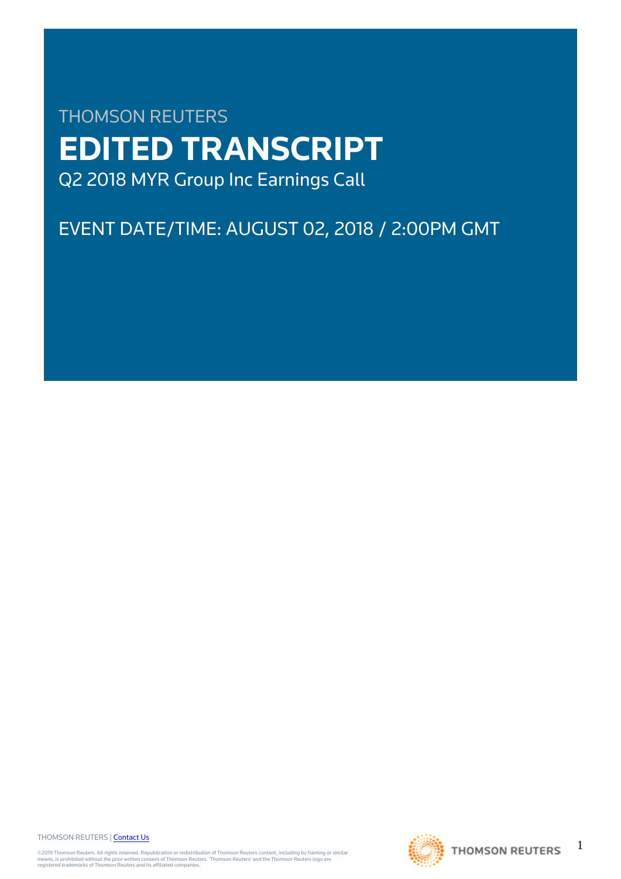THOMSON REUTERS

# EDITED TRANSCRIPT

Q2 2018 MYR Group Inc Earnings Call

EVENT DATE/TIME: AUGUST 02, 2018 / 2:00PM GMT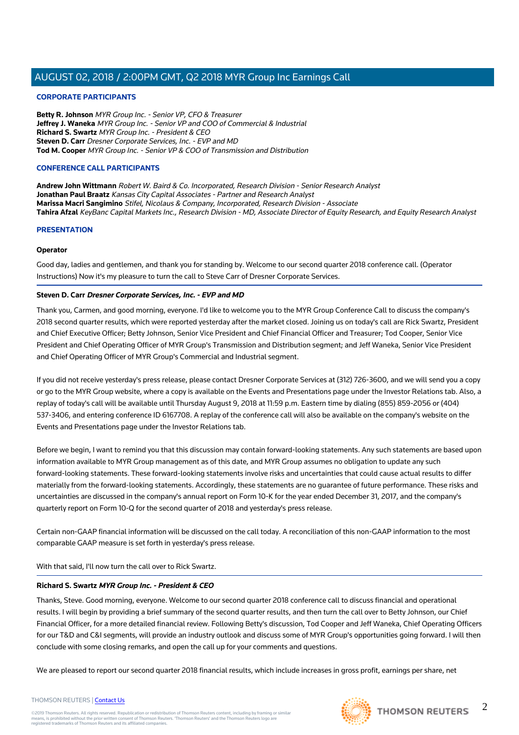## CORPORATE PARTICIPANTS

**Betty R. Johnson** *MYR Group Inc. - Senior VP, CFO & Treasurer*
**Jeffrey J. Waneka** *MYR Group Inc. - Senior VP and COO of Commercial & Industrial*
**Richard S. Swartz** *MYR Group Inc. - President & CEO*
**Steven D. Carr** *Dresner Corporate Services, Inc. - EVP and MD*
**Tod M. Cooper** *MYR Group Inc. - Senior VP & COO of Transmission and Distribution*

## CONFERENCE CALL PARTICIPANTS

**Andrew John Wittmann** *Robert W. Baird & Co. Incorporated, Research Division - Senior Research Analyst*
**Jonathan Paul Braatz** *Kansas City Capital Associates - Partner and Research Analyst*
**Marissa Macri Sangimino** *Stifel, Nicolaus & Company, Incorporated, Research Division - Associate*
**Tahira Afzal** *KeyBanc Capital Markets Inc., Research Division - MD, Associate Director of Equity Research, and Equity Research Analyst*

## PRESENTATION

**Operator**

Good day, ladies and gentlemen, and thank you for standing by. Welcome to our second quarter 2018 conference call. (Operator Instructions) Now it's my pleasure to turn the call to Steve Carr of Dresner Corporate Services.

**Steven D. Carr** ***Dresner Corporate Services, Inc. - EVP and MD***

Thank you, Carmen, and good morning, everyone. I'd like to welcome you to the MYR Group Conference Call to discuss the company's 2018 second quarter results, which were reported yesterday after the market closed. Joining us on today's call are Rick Swartz, President and Chief Executive Officer; Betty Johnson, Senior Vice President and Chief Financial Officer and Treasurer; Tod Cooper, Senior Vice President and Chief Operating Officer of MYR Group's Transmission and Distribution segment; and Jeff Waneka, Senior Vice President and Chief Operating Officer of MYR Group's Commercial and Industrial segment.

If you did not receive yesterday's press release, please contact Dresner Corporate Services at (312) 726-3600, and we will send you a copy or go to the MYR Group website, where a copy is available on the Events and Presentations page under the Investor Relations tab. Also, a replay of today's call will be available until Thursday August 9, 2018 at 11:59 p.m. Eastern time by dialing (855) 859-2056 or (404) 537-3406, and entering conference ID 6167708. A replay of the conference call will also be available on the company's website on the Events and Presentations page under the Investor Relations tab.

Before we begin, I want to remind you that this discussion may contain forward-looking statements. Any such statements are based upon information available to MYR Group management as of this date, and MYR Group assumes no obligation to update any such forward-looking statements. These forward-looking statements involve risks and uncertainties that could cause actual results to differ materially from the forward-looking statements. Accordingly, these statements are no guarantee of future performance. These risks and uncertainties are discussed in the company's annual report on Form 10-K for the year ended December 31, 2017, and the company's quarterly report on Form 10-Q for the second quarter of 2018 and yesterday's press release.

Certain non-GAAP financial information will be discussed on the call today. A reconciliation of this non-GAAP information to the most comparable GAAP measure is set forth in yesterday's press release.

With that said, I'll now turn the call over to Rick Swartz.

**Richard S. Swartz** ***MYR Group Inc. - President & CEO***

Thanks, Steve. Good morning, everyone. Welcome to our second quarter 2018 conference call to discuss financial and operational results. I will begin by providing a brief summary of the second quarter results, and then turn the call over to Betty Johnson, our Chief Financial Officer, for a more detailed financial review. Following Betty's discussion, Tod Cooper and Jeff Waneka, Chief Operating Officers for our T&D and C&I segments, will provide an industry outlook and discuss some of MYR Group's opportunities going forward. I will then conclude with some closing remarks, and open the call up for your comments and questions.

We are pleased to report our second quarter 2018 financial results, which include increases in gross profit, earnings per share, net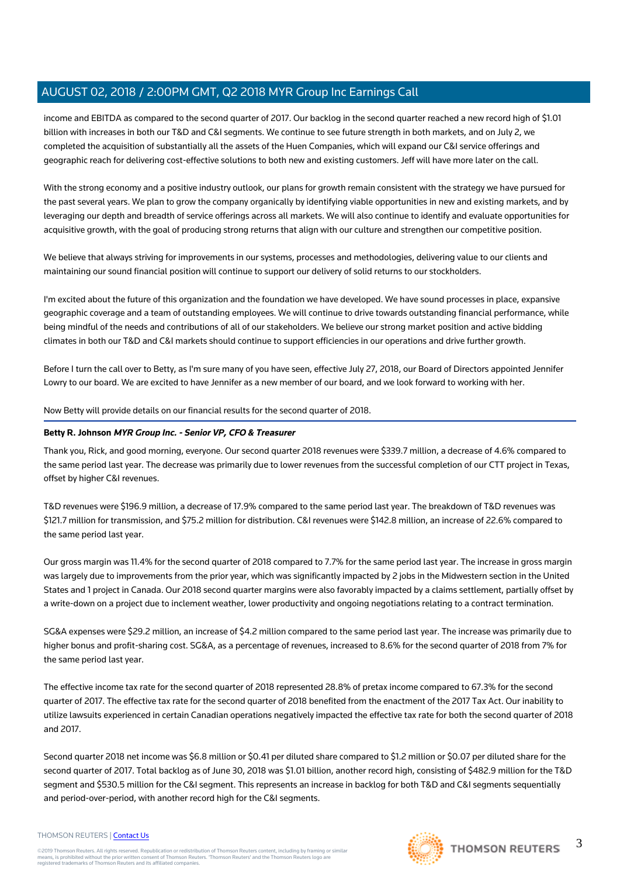income and EBITDA as compared to the second quarter of 2017. Our backlog in the second quarter reached a new record high of $1.01 billion with increases in both our T&D and C&I segments. We continue to see future strength in both markets, and on July 2, we completed the acquisition of substantially all the assets of the Huen Companies, which will expand our C&I service offerings and geographic reach for delivering cost-effective solutions to both new and existing customers. Jeff will have more later on the call.

With the strong economy and a positive industry outlook, our plans for growth remain consistent with the strategy we have pursued for the past several years. We plan to grow the company organically by identifying viable opportunities in new and existing markets, and by leveraging our depth and breadth of service offerings across all markets. We will also continue to identify and evaluate opportunities for acquisitive growth, with the goal of producing strong returns that align with our culture and strengthen our competitive position.

We believe that always striving for improvements in our systems, processes and methodologies, delivering value to our clients and maintaining our sound financial position will continue to support our delivery of solid returns to our stockholders.

I'm excited about the future of this organization and the foundation we have developed. We have sound processes in place, expansive geographic coverage and a team of outstanding employees. We will continue to drive towards outstanding financial performance, while being mindful of the needs and contributions of all of our stakeholders. We believe our strong market position and active bidding climates in both our T&D and C&I markets should continue to support efficiencies in our operations and drive further growth.

Before I turn the call over to Betty, as I'm sure many of you have seen, effective July 27, 2018, our Board of Directors appointed Jennifer Lowry to our board. We are excited to have Jennifer as a new member of our board, and we look forward to working with her.

Now Betty will provide details on our financial results for the second quarter of 2018.

---

**Betty R. Johnson** ***MYR Group Inc. - Senior VP, CFO & Treasurer***

Thank you, Rick, and good morning, everyone. Our second quarter 2018 revenues were $339.7 million, a decrease of 4.6% compared to the same period last year. The decrease was primarily due to lower revenues from the successful completion of our CTT project in Texas, offset by higher C&I revenues.

T&D revenues were $196.9 million, a decrease of 17.9% compared to the same period last year. The breakdown of T&D revenues was $121.7 million for transmission, and $75.2 million for distribution. C&I revenues were $142.8 million, an increase of 22.6% compared to the same period last year.

Our gross margin was 11.4% for the second quarter of 2018 compared to 7.7% for the same period last year. The increase in gross margin was largely due to improvements from the prior year, which was significantly impacted by 2 jobs in the Midwestern section in the United States and 1 project in Canada. Our 2018 second quarter margins were also favorably impacted by a claims settlement, partially offset by a write-down on a project due to inclement weather, lower productivity and ongoing negotiations relating to a contract termination.

SG&A expenses were $29.2 million, an increase of $4.2 million compared to the same period last year. The increase was primarily due to higher bonus and profit-sharing cost. SG&A, as a percentage of revenues, increased to 8.6% for the second quarter of 2018 from 7% for the same period last year.

The effective income tax rate for the second quarter of 2018 represented 28.8% of pretax income compared to 67.3% for the second quarter of 2017. The effective tax rate for the second quarter of 2018 benefited from the enactment of the 2017 Tax Act. Our inability to utilize lawsuits experienced in certain Canadian operations negatively impacted the effective tax rate for both the second quarter of 2018 and 2017.

Second quarter 2018 net income was $6.8 million or $0.41 per diluted share compared to $1.2 million or $0.07 per diluted share for the second quarter of 2017. Total backlog as of June 30, 2018 was $1.01 billion, another record high, consisting of $482.9 million for the T&D segment and $530.5 million for the C&I segment. This represents an increase in backlog for both T&D and C&I segments sequentially and period-over-period, with another record high for the C&I segments.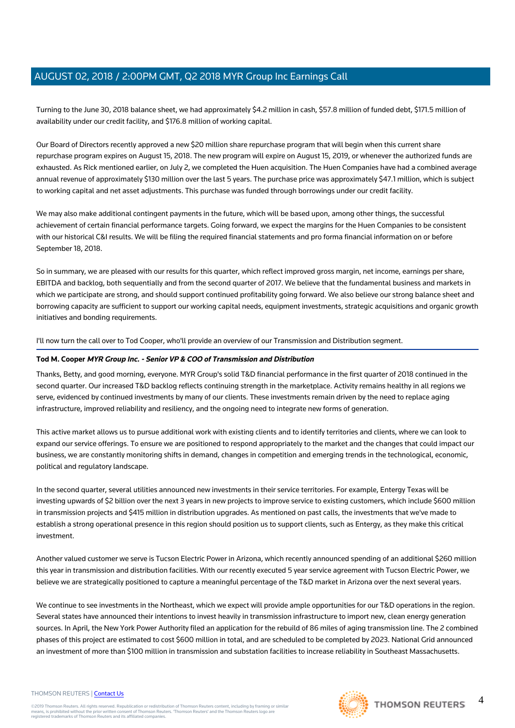Turning to the June 30, 2018 balance sheet, we had approximately $4.2 million in cash, $57.8 million of funded debt, $171.5 million of availability under our credit facility, and $176.8 million of working capital.

Our Board of Directors recently approved a new $20 million share repurchase program that will begin when this current share repurchase program expires on August 15, 2018. The new program will expire on August 15, 2019, or whenever the authorized funds are exhausted. As Rick mentioned earlier, on July 2, we completed the Huen acquisition. The Huen Companies have had a combined average annual revenue of approximately $130 million over the last 5 years. The purchase price was approximately $47.1 million, which is subject to working capital and net asset adjustments. This purchase was funded through borrowings under our credit facility.

We may also make additional contingent payments in the future, which will be based upon, among other things, the successful achievement of certain financial performance targets. Going forward, we expect the margins for the Huen Companies to be consistent with our historical C&I results. We will be filing the required financial statements and pro forma financial information on or before September 18, 2018.

So in summary, we are pleased with our results for this quarter, which reflect improved gross margin, net income, earnings per share, EBITDA and backlog, both sequentially and from the second quarter of 2017. We believe that the fundamental business and markets in which we participate are strong, and should support continued profitability going forward. We also believe our strong balance sheet and borrowing capacity are sufficient to support our working capital needs, equipment investments, strategic acquisitions and organic growth initiatives and bonding requirements.

I'll now turn the call over to Tod Cooper, who'll provide an overview of our Transmission and Distribution segment.

---

**Tod M. Cooper** ***MYR Group Inc. - Senior VP & COO of Transmission and Distribution***

Thanks, Betty, and good morning, everyone. MYR Group's solid T&D financial performance in the first quarter of 2018 continued in the second quarter. Our increased T&D backlog reflects continuing strength in the marketplace. Activity remains healthy in all regions we serve, evidenced by continued investments by many of our clients. These investments remain driven by the need to replace aging infrastructure, improved reliability and resiliency, and the ongoing need to integrate new forms of generation.

This active market allows us to pursue additional work with existing clients and to identify territories and clients, where we can look to expand our service offerings. To ensure we are positioned to respond appropriately to the market and the changes that could impact our business, we are constantly monitoring shifts in demand, changes in competition and emerging trends in the technological, economic, political and regulatory landscape.

In the second quarter, several utilities announced new investments in their service territories. For example, Entergy Texas will be investing upwards of $2 billion over the next 3 years in new projects to improve service to existing customers, which include $600 million in transmission projects and $415 million in distribution upgrades. As mentioned on past calls, the investments that we've made to establish a strong operational presence in this region should position us to support clients, such as Entergy, as they make this critical investment.

Another valued customer we serve is Tucson Electric Power in Arizona, which recently announced spending of an additional $260 million this year in transmission and distribution facilities. With our recently executed 5 year service agreement with Tucson Electric Power, we believe we are strategically positioned to capture a meaningful percentage of the T&D market in Arizona over the next several years.

We continue to see investments in the Northeast, which we expect will provide ample opportunities for our T&D operations in the region. Several states have announced their intentions to invest heavily in transmission infrastructure to import new, clean energy generation sources. In April, the New York Power Authority filed an application for the rebuild of 86 miles of aging transmission line. The 2 combined phases of this project are estimated to cost $600 million in total, and are scheduled to be completed by 2023. National Grid announced an investment of more than $100 million in transmission and substation facilities to increase reliability in Southeast Massachusetts.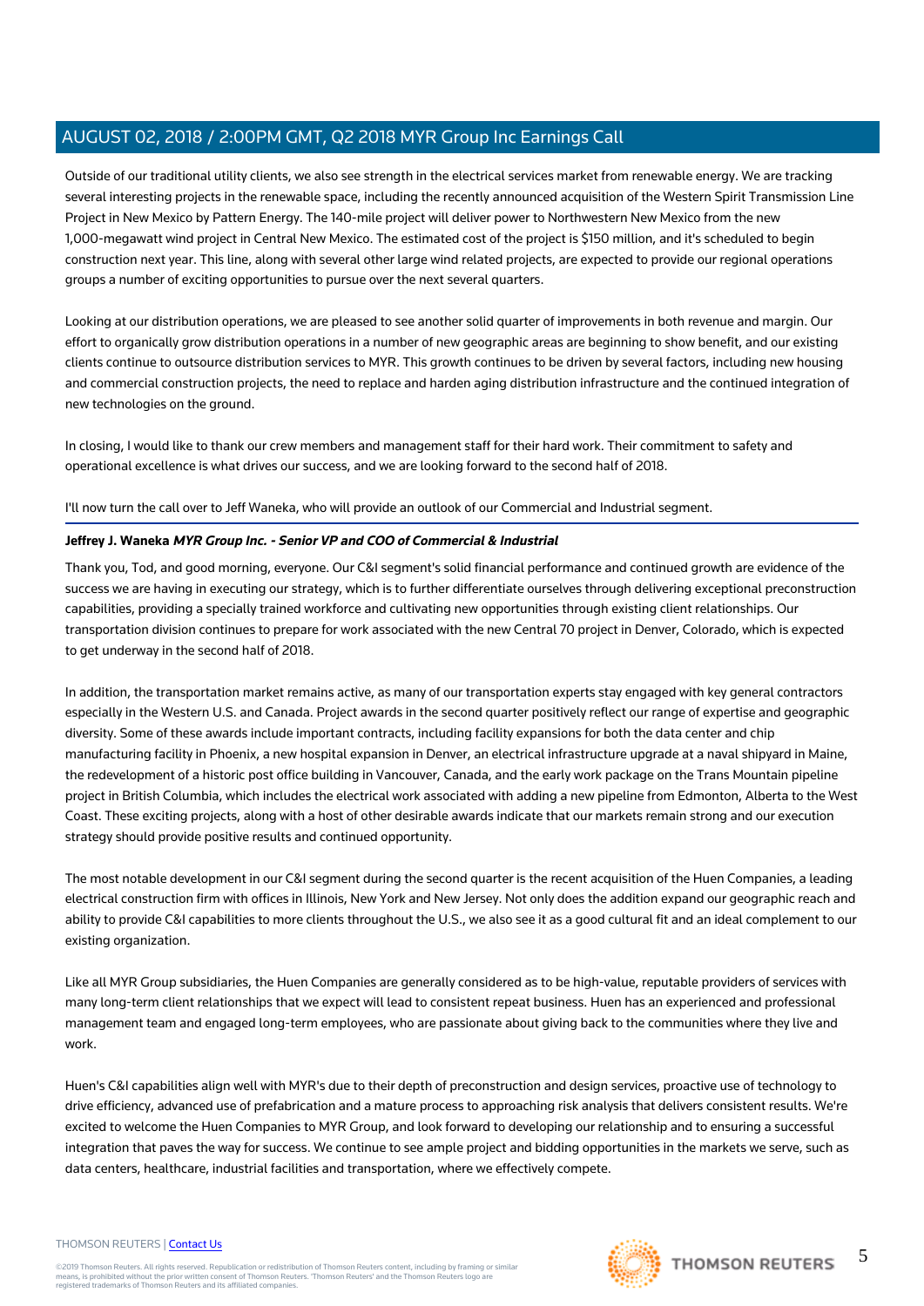Outside of our traditional utility clients, we also see strength in the electrical services market from renewable energy. We are tracking several interesting projects in the renewable space, including the recently announced acquisition of the Western Spirit Transmission Line Project in New Mexico by Pattern Energy. The 140-mile project will deliver power to Northwestern New Mexico from the new 1,000-megawatt wind project in Central New Mexico. The estimated cost of the project is $150 million, and it's scheduled to begin construction next year. This line, along with several other large wind related projects, are expected to provide our regional operations groups a number of exciting opportunities to pursue over the next several quarters.

Looking at our distribution operations, we are pleased to see another solid quarter of improvements in both revenue and margin. Our effort to organically grow distribution operations in a number of new geographic areas are beginning to show benefit, and our existing clients continue to outsource distribution services to MYR. This growth continues to be driven by several factors, including new housing and commercial construction projects, the need to replace and harden aging distribution infrastructure and the continued integration of new technologies on the ground.

In closing, I would like to thank our crew members and management staff for their hard work. Their commitment to safety and operational excellence is what drives our success, and we are looking forward to the second half of 2018.

I'll now turn the call over to Jeff Waneka, who will provide an outlook of our Commercial and Industrial segment.

**Jeffrey J. Waneka** ***MYR Group Inc. - Senior VP and COO of Commercial & Industrial***

Thank you, Tod, and good morning, everyone. Our C&I segment's solid financial performance and continued growth are evidence of the success we are having in executing our strategy, which is to further differentiate ourselves through delivering exceptional preconstruction capabilities, providing a specially trained workforce and cultivating new opportunities through existing client relationships. Our transportation division continues to prepare for work associated with the new Central 70 project in Denver, Colorado, which is expected to get underway in the second half of 2018.

In addition, the transportation market remains active, as many of our transportation experts stay engaged with key general contractors especially in the Western U.S. and Canada. Project awards in the second quarter positively reflect our range of expertise and geographic diversity. Some of these awards include important contracts, including facility expansions for both the data center and chip manufacturing facility in Phoenix, a new hospital expansion in Denver, an electrical infrastructure upgrade at a naval shipyard in Maine, the redevelopment of a historic post office building in Vancouver, Canada, and the early work package on the Trans Mountain pipeline project in British Columbia, which includes the electrical work associated with adding a new pipeline from Edmonton, Alberta to the West Coast. These exciting projects, along with a host of other desirable awards indicate that our markets remain strong and our execution strategy should provide positive results and continued opportunity.

The most notable development in our C&I segment during the second quarter is the recent acquisition of the Huen Companies, a leading electrical construction firm with offices in Illinois, New York and New Jersey. Not only does the addition expand our geographic reach and ability to provide C&I capabilities to more clients throughout the U.S., we also see it as a good cultural fit and an ideal complement to our existing organization.

Like all MYR Group subsidiaries, the Huen Companies are generally considered as to be high-value, reputable providers of services with many long-term client relationships that we expect will lead to consistent repeat business. Huen has an experienced and professional management team and engaged long-term employees, who are passionate about giving back to the communities where they live and work.

Huen's C&I capabilities align well with MYR's due to their depth of preconstruction and design services, proactive use of technology to drive efficiency, advanced use of prefabrication and a mature process to approaching risk analysis that delivers consistent results. We're excited to welcome the Huen Companies to MYR Group, and look forward to developing our relationship and to ensuring a successful integration that paves the way for success. We continue to see ample project and bidding opportunities in the markets we serve, such as data centers, healthcare, industrial facilities and transportation, where we effectively compete.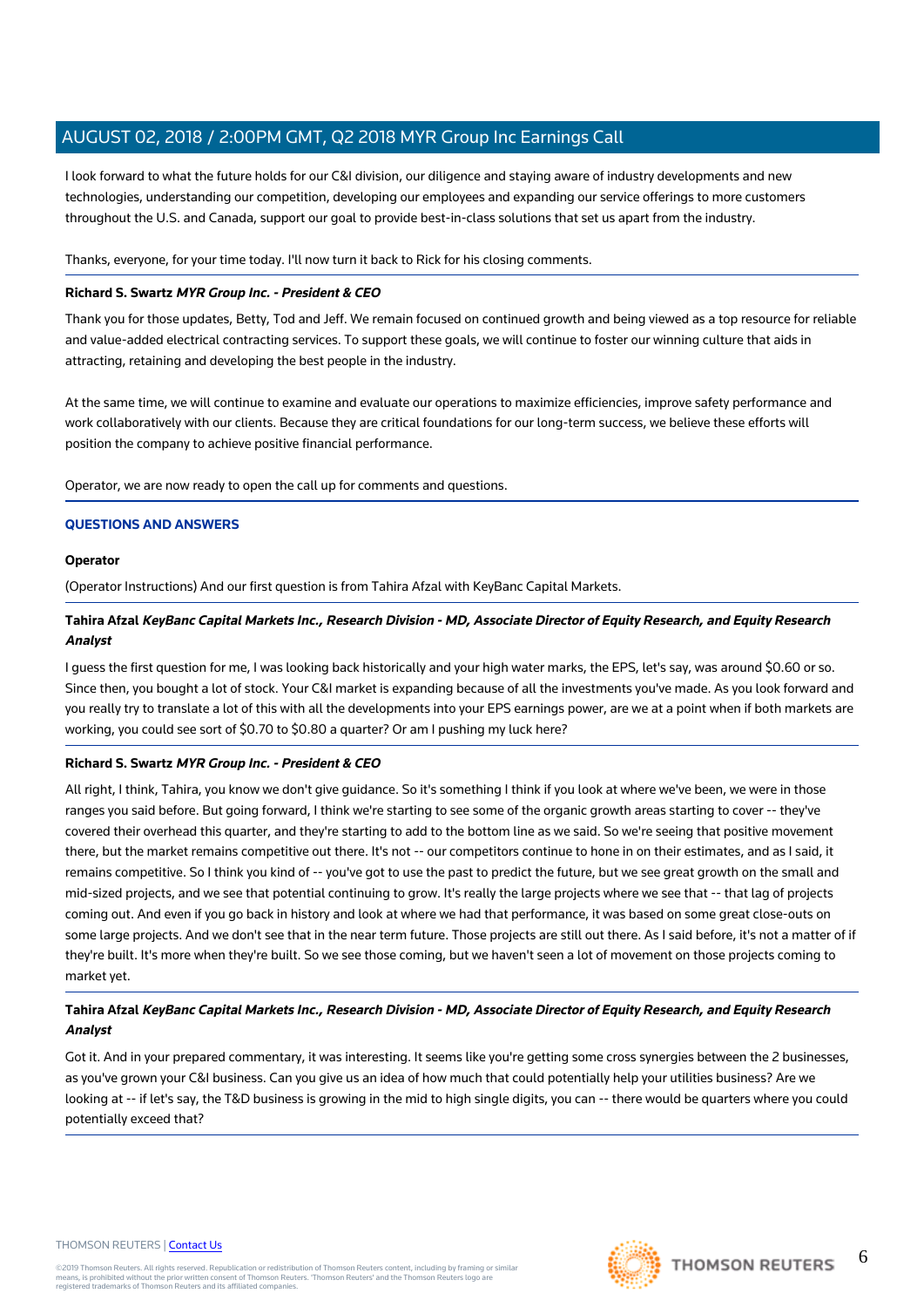I look forward to what the future holds for our C&I division, our diligence and staying aware of industry developments and new technologies, understanding our competition, developing our employees and expanding our service offerings to more customers throughout the U.S. and Canada, support our goal to provide best-in-class solutions that set us apart from the industry.

Thanks, everyone, for your time today. I'll now turn it back to Rick for his closing comments.

**Richard S. Swartz** ***MYR Group Inc. - President & CEO***

Thank you for those updates, Betty, Tod and Jeff. We remain focused on continued growth and being viewed as a top resource for reliable and value-added electrical contracting services. To support these goals, we will continue to foster our winning culture that aids in attracting, retaining and developing the best people in the industry.

At the same time, we will continue to examine and evaluate our operations to maximize efficiencies, improve safety performance and work collaboratively with our clients. Because they are critical foundations for our long-term success, we believe these efforts will position the company to achieve positive financial performance.

Operator, we are now ready to open the call up for comments and questions.

## QUESTIONS AND ANSWERS

**Operator**

(Operator Instructions) And our first question is from Tahira Afzal with KeyBanc Capital Markets.

**Tahira Afzal** ***KeyBanc Capital Markets Inc., Research Division - MD, Associate Director of Equity Research, and Equity Research Analyst***

I guess the first question for me, I was looking back historically and your high water marks, the EPS, let's say, was around $0.60 or so. Since then, you bought a lot of stock. Your C&I market is expanding because of all the investments you've made. As you look forward and you really try to translate a lot of this with all the developments into your EPS earnings power, are we at a point when if both markets are working, you could see sort of $0.70 to $0.80 a quarter? Or am I pushing my luck here?

**Richard S. Swartz** ***MYR Group Inc. - President & CEO***

All right, I think, Tahira, you know we don't give guidance. So it's something I think if you look at where we've been, we were in those ranges you said before. But going forward, I think we're starting to see some of the organic growth areas starting to cover -- they've covered their overhead this quarter, and they're starting to add to the bottom line as we said. So we're seeing that positive movement there, but the market remains competitive out there. It's not -- our competitors continue to hone in on their estimates, and as I said, it remains competitive. So I think you kind of -- you've got to use the past to predict the future, but we see great growth on the small and mid-sized projects, and we see that potential continuing to grow. It's really the large projects where we see that -- that lag of projects coming out. And even if you go back in history and look at where we had that performance, it was based on some great close-outs on some large projects. And we don't see that in the near term future. Those projects are still out there. As I said before, it's not a matter of if they're built. It's more when they're built. So we see those coming, but we haven't seen a lot of movement on those projects coming to market yet.

**Tahira Afzal** ***KeyBanc Capital Markets Inc., Research Division - MD, Associate Director of Equity Research, and Equity Research Analyst***

Got it. And in your prepared commentary, it was interesting. It seems like you're getting some cross synergies between the 2 businesses, as you've grown your C&I business. Can you give us an idea of how much that could potentially help your utilities business? Are we looking at -- if let's say, the T&D business is growing in the mid to high single digits, you can -- there would be quarters where you could potentially exceed that?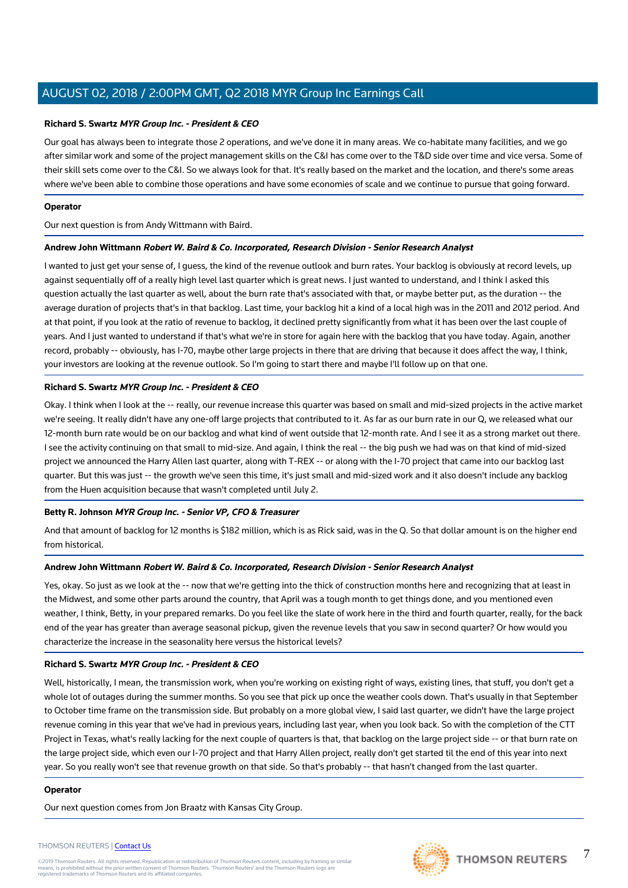**Richard S. Swartz** ***MYR Group Inc. - President & CEO***

Our goal has always been to integrate those 2 operations, and we've done it in many areas. We co-habitate many facilities, and we go after similar work and some of the project management skills on the C&I has come over to the T&D side over time and vice versa. Some of their skill sets come over to the C&I. So we always look for that. It's really based on the market and the location, and there's some areas where we've been able to combine those operations and have some economies of scale and we continue to pursue that going forward.

**Operator**

Our next question is from Andy Wittmann with Baird.

**Andrew John Wittmann** ***Robert W. Baird & Co. Incorporated, Research Division - Senior Research Analyst***

I wanted to just get your sense of, I guess, the kind of the revenue outlook and burn rates. Your backlog is obviously at record levels, up against sequentially off of a really high level last quarter which is great news. I just wanted to understand, and I think I asked this question actually the last quarter as well, about the burn rate that's associated with that, or maybe better put, as the duration -- the average duration of projects that's in that backlog. Last time, your backlog hit a kind of a local high was in the 2011 and 2012 period. And at that point, if you look at the ratio of revenue to backlog, it declined pretty significantly from what it has been over the last couple of years. And I just wanted to understand if that's what we're in store for again here with the backlog that you have today. Again, another record, probably -- obviously, has I-70, maybe other large projects in there that are driving that because it does affect the way, I think, your investors are looking at the revenue outlook. So I'm going to start there and maybe I'll follow up on that one.

**Richard S. Swartz** ***MYR Group Inc. - President & CEO***

Okay. I think when I look at the -- really, our revenue increase this quarter was based on small and mid-sized projects in the active market we're seeing. It really didn't have any one-off large projects that contributed to it. As far as our burn rate in our Q, we released what our 12-month burn rate would be on our backlog and what kind of went outside that 12-month rate. And I see it as a strong market out there. I see the activity continuing on that small to mid-size. And again, I think the real -- the big push we had was on that kind of mid-sized project we announced the Harry Allen last quarter, along with T-REX -- or along with the I-70 project that came into our backlog last quarter. But this was just -- the growth we've seen this time, it's just small and mid-sized work and it also doesn't include any backlog from the Huen acquisition because that wasn't completed until July 2.

**Betty R. Johnson** ***MYR Group Inc. - Senior VP, CFO & Treasurer***

And that amount of backlog for 12 months is $182 million, which is as Rick said, was in the Q. So that dollar amount is on the higher end from historical.

**Andrew John Wittmann** ***Robert W. Baird & Co. Incorporated, Research Division - Senior Research Analyst***

Yes, okay. So just as we look at the -- now that we're getting into the thick of construction months here and recognizing that at least in the Midwest, and some other parts around the country, that April was a tough month to get things done, and you mentioned even weather, I think, Betty, in your prepared remarks. Do you feel like the slate of work here in the third and fourth quarter, really, for the back end of the year has greater than average seasonal pickup, given the revenue levels that you saw in second quarter? Or how would you characterize the increase in the seasonality here versus the historical levels?

**Richard S. Swartz** ***MYR Group Inc. - President & CEO***

Well, historically, I mean, the transmission work, when you're working on existing right of ways, existing lines, that stuff, you don't get a whole lot of outages during the summer months. So you see that pick up once the weather cools down. That's usually in that September to October time frame on the transmission side. But probably on a more global view, I said last quarter, we didn't have the large project revenue coming in this year that we've had in previous years, including last year, when you look back. So with the completion of the CTT Project in Texas, what's really lacking for the next couple of quarters is that, that backlog on the large project side -- or that burn rate on the large project side, which even our I-70 project and that Harry Allen project, really don't get started til the end of this year into next year. So you really won't see that revenue growth on that side. So that's probably -- that hasn't changed from the last quarter.

**Operator**

Our next question comes from Jon Braatz with Kansas City Group.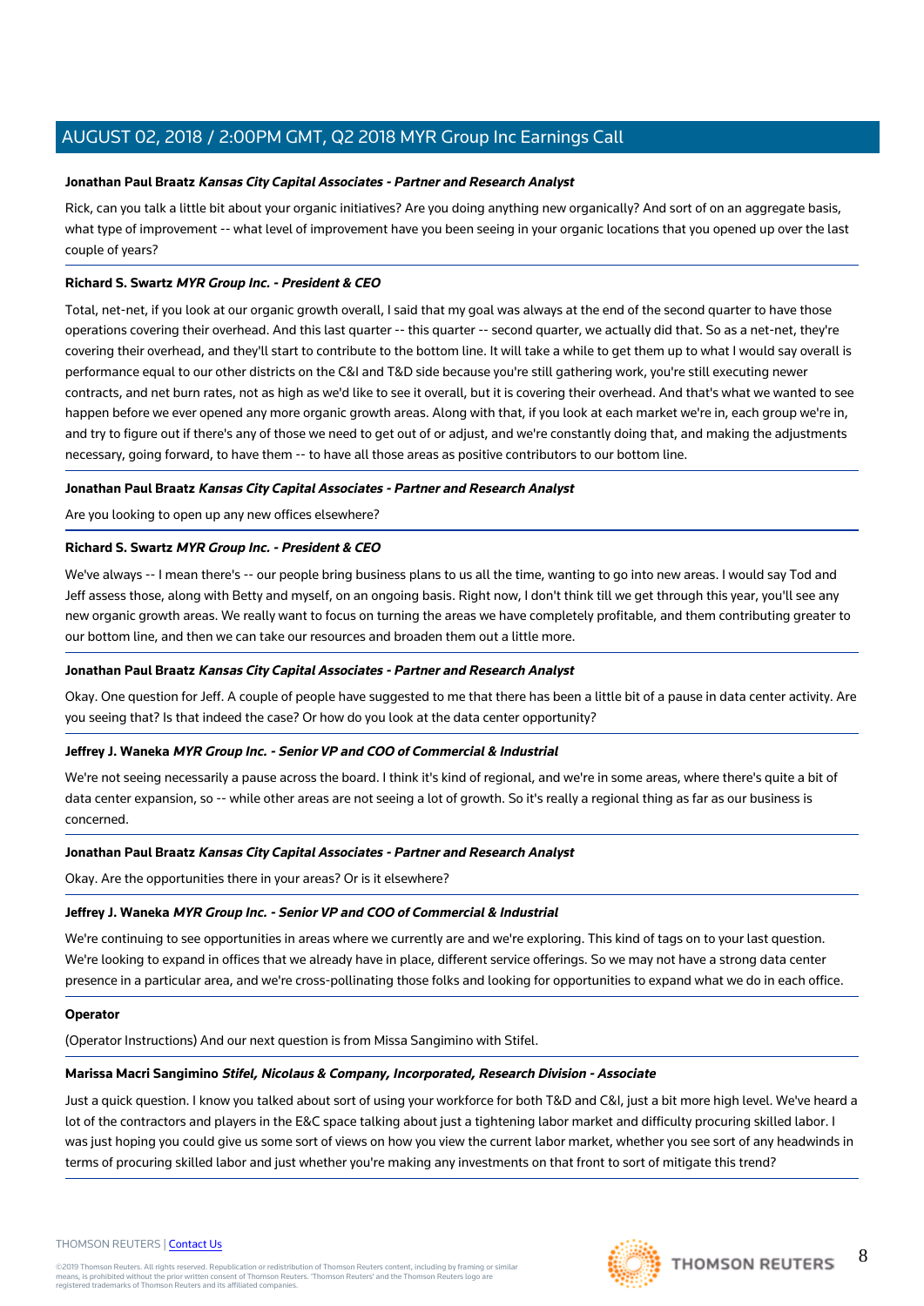**Jonathan Paul Braatz** ***Kansas City Capital Associates - Partner and Research Analyst***

Rick, can you talk a little bit about your organic initiatives? Are you doing anything new organically? And sort of on an aggregate basis, what type of improvement -- what level of improvement have you been seeing in your organic locations that you opened up over the last couple of years?

**Richard S. Swartz** ***MYR Group Inc. - President & CEO***

Total, net-net, if you look at our organic growth overall, I said that my goal was always at the end of the second quarter to have those operations covering their overhead. And this last quarter -- this quarter -- second quarter, we actually did that. So as a net-net, they're covering their overhead, and they'll start to contribute to the bottom line. It will take a while to get them up to what I would say overall is performance equal to our other districts on the C&I and T&D side because you're still gathering work, you're still executing newer contracts, and net burn rates, not as high as we'd like to see it overall, but it is covering their overhead. And that's what we wanted to see happen before we ever opened any more organic growth areas. Along with that, if you look at each market we're in, each group we're in, and try to figure out if there's any of those we need to get out of or adjust, and we're constantly doing that, and making the adjustments necessary, going forward, to have them -- to have all those areas as positive contributors to our bottom line.

**Jonathan Paul Braatz** ***Kansas City Capital Associates - Partner and Research Analyst***

Are you looking to open up any new offices elsewhere?

**Richard S. Swartz** ***MYR Group Inc. - President & CEO***

We've always -- I mean there's -- our people bring business plans to us all the time, wanting to go into new areas. I would say Tod and Jeff assess those, along with Betty and myself, on an ongoing basis. Right now, I don't think till we get through this year, you'll see any new organic growth areas. We really want to focus on turning the areas we have completely profitable, and them contributing greater to our bottom line, and then we can take our resources and broaden them out a little more.

**Jonathan Paul Braatz** ***Kansas City Capital Associates - Partner and Research Analyst***

Okay. One question for Jeff. A couple of people have suggested to me that there has been a little bit of a pause in data center activity. Are you seeing that? Is that indeed the case? Or how do you look at the data center opportunity?

**Jeffrey J. Waneka** ***MYR Group Inc. - Senior VP and COO of Commercial & Industrial***

We're not seeing necessarily a pause across the board. I think it's kind of regional, and we're in some areas, where there's quite a bit of data center expansion, so -- while other areas are not seeing a lot of growth. So it's really a regional thing as far as our business is concerned.

**Jonathan Paul Braatz** ***Kansas City Capital Associates - Partner and Research Analyst***

Okay. Are the opportunities there in your areas? Or is it elsewhere?

**Jeffrey J. Waneka** ***MYR Group Inc. - Senior VP and COO of Commercial & Industrial***

We're continuing to see opportunities in areas where we currently are and we're exploring. This kind of tags on to your last question. We're looking to expand in offices that we already have in place, different service offerings. So we may not have a strong data center presence in a particular area, and we're cross-pollinating those folks and looking for opportunities to expand what we do in each office.

**Operator**

(Operator Instructions) And our next question is from Missa Sangimino with Stifel.

**Marissa Macri Sangimino** ***Stifel, Nicolaus & Company, Incorporated, Research Division - Associate***

Just a quick question. I know you talked about sort of using your workforce for both T&D and C&I, just a bit more high level. We've heard a lot of the contractors and players in the E&C space talking about just a tightening labor market and difficulty procuring skilled labor. I was just hoping you could give us some sort of views on how you view the current labor market, whether you see sort of any headwinds in terms of procuring skilled labor and just whether you're making any investments on that front to sort of mitigate this trend?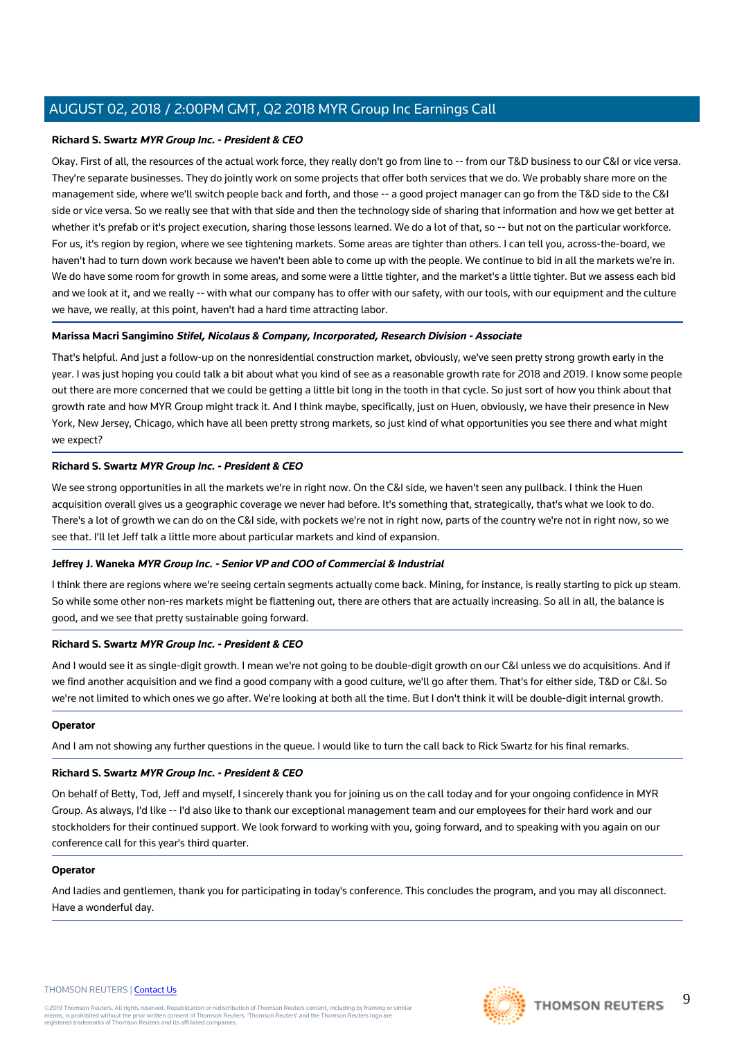**Richard S. Swartz** ***MYR Group Inc. - President & CEO***

Okay. First of all, the resources of the actual work force, they really don't go from line to -- from our T&D business to our C&I or vice versa. They're separate businesses. They do jointly work on some projects that offer both services that we do. We probably share more on the management side, where we'll switch people back and forth, and those -- a good project manager can go from the T&D side to the C&I side or vice versa. So we really see that with that side and then the technology side of sharing that information and how we get better at whether it's prefab or it's project execution, sharing those lessons learned. We do a lot of that, so -- but not on the particular workforce. For us, it's region by region, where we see tightening markets. Some areas are tighter than others. I can tell you, across-the-board, we haven't had to turn down work because we haven't been able to come up with the people. We continue to bid in all the markets we're in. We do have some room for growth in some areas, and some were a little tighter, and the market's a little tighter. But we assess each bid and we look at it, and we really -- with what our company has to offer with our safety, with our tools, with our equipment and the culture we have, we really, at this point, haven't had a hard time attracting labor.

**Marissa Macri Sangimino** ***Stifel, Nicolaus & Company, Incorporated, Research Division - Associate***

That's helpful. And just a follow-up on the nonresidential construction market, obviously, we've seen pretty strong growth early in the year. I was just hoping you could talk a bit about what you kind of see as a reasonable growth rate for 2018 and 2019. I know some people out there are more concerned that we could be getting a little bit long in the tooth in that cycle. So just sort of how you think about that growth rate and how MYR Group might track it. And I think maybe, specifically, just on Huen, obviously, we have their presence in New York, New Jersey, Chicago, which have all been pretty strong markets, so just kind of what opportunities you see there and what might we expect?

**Richard S. Swartz** ***MYR Group Inc. - President & CEO***

We see strong opportunities in all the markets we're in right now. On the C&I side, we haven't seen any pullback. I think the Huen acquisition overall gives us a geographic coverage we never had before. It's something that, strategically, that's what we look to do. There's a lot of growth we can do on the C&I side, with pockets we're not in right now, parts of the country we're not in right now, so we see that. I'll let Jeff talk a little more about particular markets and kind of expansion.

**Jeffrey J. Waneka** ***MYR Group Inc. - Senior VP and COO of Commercial & Industrial***

I think there are regions where we're seeing certain segments actually come back. Mining, for instance, is really starting to pick up steam. So while some other non-res markets might be flattening out, there are others that are actually increasing. So all in all, the balance is good, and we see that pretty sustainable going forward.

**Richard S. Swartz** ***MYR Group Inc. - President & CEO***

And I would see it as single-digit growth. I mean we're not going to be double-digit growth on our C&I unless we do acquisitions. And if we find another acquisition and we find a good company with a good culture, we'll go after them. That's for either side, T&D or C&I. So we're not limited to which ones we go after. We're looking at both all the time. But I don't think it will be double-digit internal growth.

**Operator**

And I am not showing any further questions in the queue. I would like to turn the call back to Rick Swartz for his final remarks.

**Richard S. Swartz** ***MYR Group Inc. - President & CEO***

On behalf of Betty, Tod, Jeff and myself, I sincerely thank you for joining us on the call today and for your ongoing confidence in MYR Group. As always, I'd like -- I'd also like to thank our exceptional management team and our employees for their hard work and our stockholders for their continued support. We look forward to working with you, going forward, and to speaking with you again on our conference call for this year's third quarter.

**Operator**

And ladies and gentlemen, thank you for participating in today's conference. This concludes the program, and you may all disconnect. Have a wonderful day.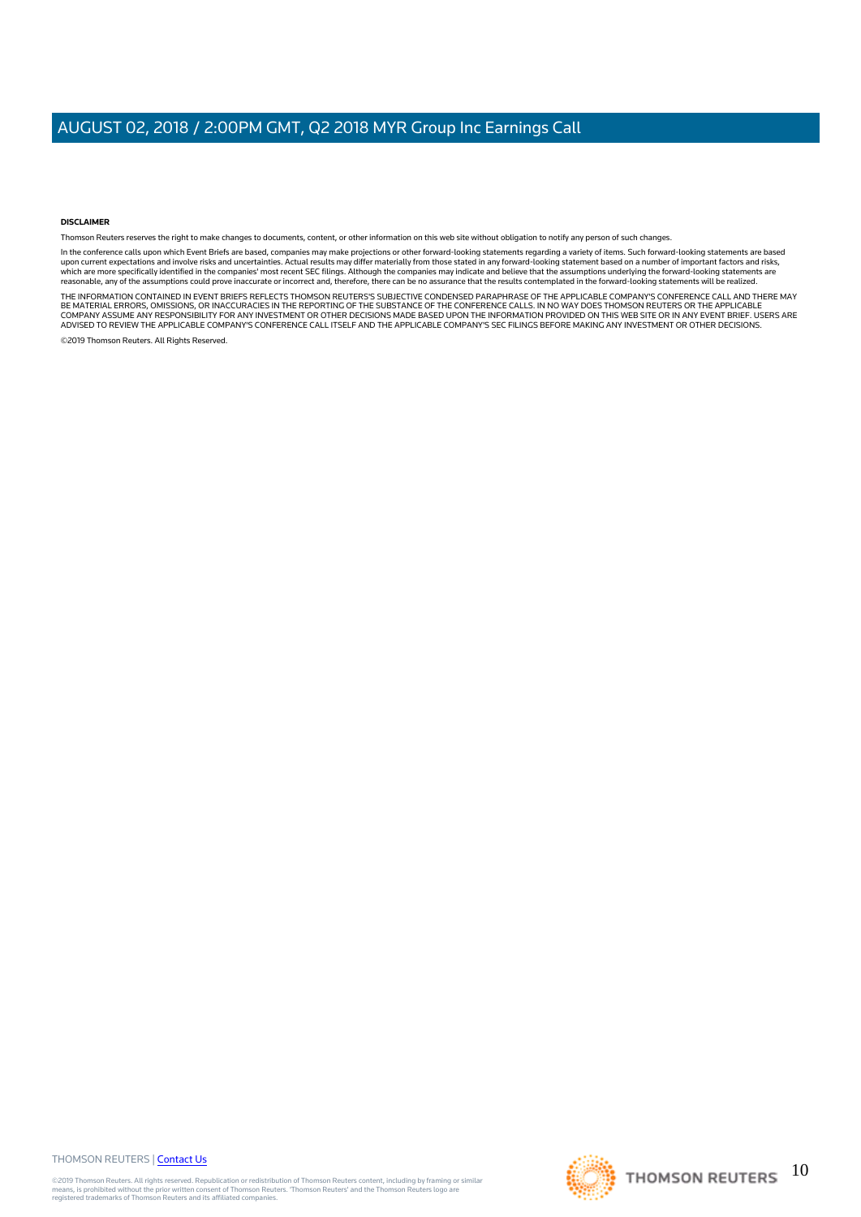**DISCLAIMER**

Thomson Reuters reserves the right to make changes to documents, content, or other information on this web site without obligation to notify any person of such changes.

In the conference calls upon which Event Briefs are based, companies may make projections or other forward-looking statements regarding a variety of items. Such forward-looking statements are based upon current expectations and involve risks and uncertainties. Actual results may differ materially from those stated in any forward-looking statement based on a number of important factors and risks, which are more specifically identified in the companies' most recent SEC filings. Although the companies may indicate and believe that the assumptions underlying the forward-looking statements are reasonable, any of the assumptions could prove inaccurate or incorrect and, therefore, there can be no assurance that the results contemplated in the forward-looking statements will be realized.

THE INFORMATION CONTAINED IN EVENT BRIEFS REFLECTS THOMSON REUTERS'S SUBJECTIVE CONDENSED PARAPHRASE OF THE APPLICABLE COMPANY'S CONFERENCE CALL AND THERE MAY BE MATERIAL ERRORS, OMISSIONS, OR INACCURACIES IN THE REPORTING OF THE SUBSTANCE OF THE CONFERENCE CALLS. IN NO WAY DOES THOMSON REUTERS OR THE APPLICABLE COMPANY ASSUME ANY RESPONSIBILITY FOR ANY INVESTMENT OR OTHER DECISIONS MADE BASED UPON THE INFORMATION PROVIDED ON THIS WEB SITE OR IN ANY EVENT BRIEF. USERS ARE ADVISED TO REVIEW THE APPLICABLE COMPANY'S CONFERENCE CALL ITSELF AND THE APPLICABLE COMPANY'S SEC FILINGS BEFORE MAKING ANY INVESTMENT OR OTHER DECISIONS.

©2019 Thomson Reuters. All Rights Reserved.